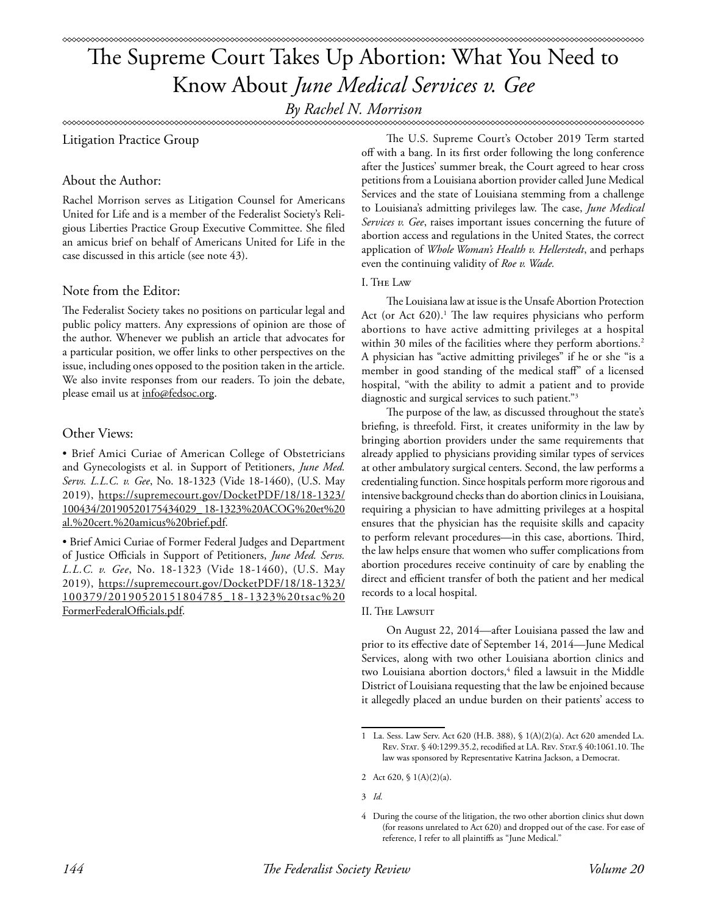# The Supreme Court Takes Up Abortion: What You Need to Know About *June Medical Services v. Gee*

*By Rachel N. Morrison*

Litigation Practice Group

## About the Author:

Rachel Morrison serves as Litigation Counsel for Americans United for Life and is a member of the Federalist Society's Religious Liberties Practice Group Executive Committee. She filed an amicus brief on behalf of Americans United for Life in the case discussed in this article (see note 43).

## Note from the Editor:

The Federalist Society takes no positions on particular legal and public policy matters. Any expressions of opinion are those of the author. Whenever we publish an article that advocates for a particular position, we offer links to other perspectives on the issue, including ones opposed to the position taken in the article. We also invite responses from our readers. To join the debate, please email us at info@fedsoc.org.

## Other Views:

- Brief Amici Curiae of American College of Obstetricians and Gynecologists et al. in Support of Petitioners, *June Med. Servs. L.L.C. v. Gee*, No. 18-1323 (Vide 18-1460), (U.S. May 2019), https://supremecourt.gov/DocketPDF/18/18-1323/100434/20190520175434029_18-1323%20ACOG%20et%20al.%20cert.%20amicus%20brief.pdf.
- Brief Amici Curiae of Former Federal Judges and Department of Justice Officials in Support of Petitioners, *June Med. Servs. L.L.C. v. Gee*, No. 18-1323 (Vide 18-1460), (U.S. May 2019), https://supremecourt.gov/DocketPDF/18/18-1323/100379/20190520151804785_18-1323%20tsac%20FormerFederalOfficials.pdf.

The U.S. Supreme Court's October 2019 Term started off with a bang. In its first order following the long conference after the Justices' summer break, the Court agreed to hear cross petitions from a Louisiana abortion provider called June Medical Services and the state of Louisiana stemming from a challenge to Louisiana's admitting privileges law. The case, *June Medical Services v. Gee*, raises important issues concerning the future of abortion access and regulations in the United States, the correct application of *Whole Woman's Health v. Hellerstedt*, and perhaps even the continuing validity of *Roe v. Wade*.

### I. The Law

The Louisiana law at issue is the Unsafe Abortion Protection Act (or Act 620).[1] The law requires physicians who perform abortions to have active admitting privileges at a hospital within 30 miles of the facilities where they perform abortions.[2] A physician has "active admitting privileges" if he or she "is a member in good standing of the medical staff" of a licensed hospital, "with the ability to admit a patient and to provide diagnostic and surgical services to such patient."[3]

The purpose of the law, as discussed throughout the state's briefing, is threefold. First, it creates uniformity in the law by bringing abortion providers under the same requirements that already applied to physicians providing similar types of services at other ambulatory surgical centers. Second, the law performs a credentialing function. Since hospitals perform more rigorous and intensive background checks than do abortion clinics in Louisiana, requiring a physician to have admitting privileges at a hospital ensures that the physician has the requisite skills and capacity to perform relevant procedures—in this case, abortions. Third, the law helps ensure that women who suffer complications from abortion procedures receive continuity of care by enabling the direct and efficient transfer of both the patient and her medical records to a local hospital.

### II. The Lawsuit

On August 22, 2014—after Louisiana passed the law and prior to its effective date of September 14, 2014—June Medical Services, along with two other Louisiana abortion clinics and two Louisiana abortion doctors,[4] filed a lawsuit in the Middle District of Louisiana requesting that the law be enjoined because it allegedly placed an undue burden on their patients' access to

---

1 La. Sess. Law Serv. Act 620 (H.B. 388), § 1(A)(2)(a). Act 620 amended La. Rev. Stat. § 40:1299.35.2, recodified at La. Rev. Stat.§ 40:1061.10. The law was sponsored by Representative Katrina Jackson, a Democrat.

2 Act 620, § 1(A)(2)(a).

3 *Id.*

4 During the course of the litigation, the two other abortion clinics shut down (for reasons unrelated to Act 620) and dropped out of the case. For ease of reference, I refer to all plaintiffs as "June Medical."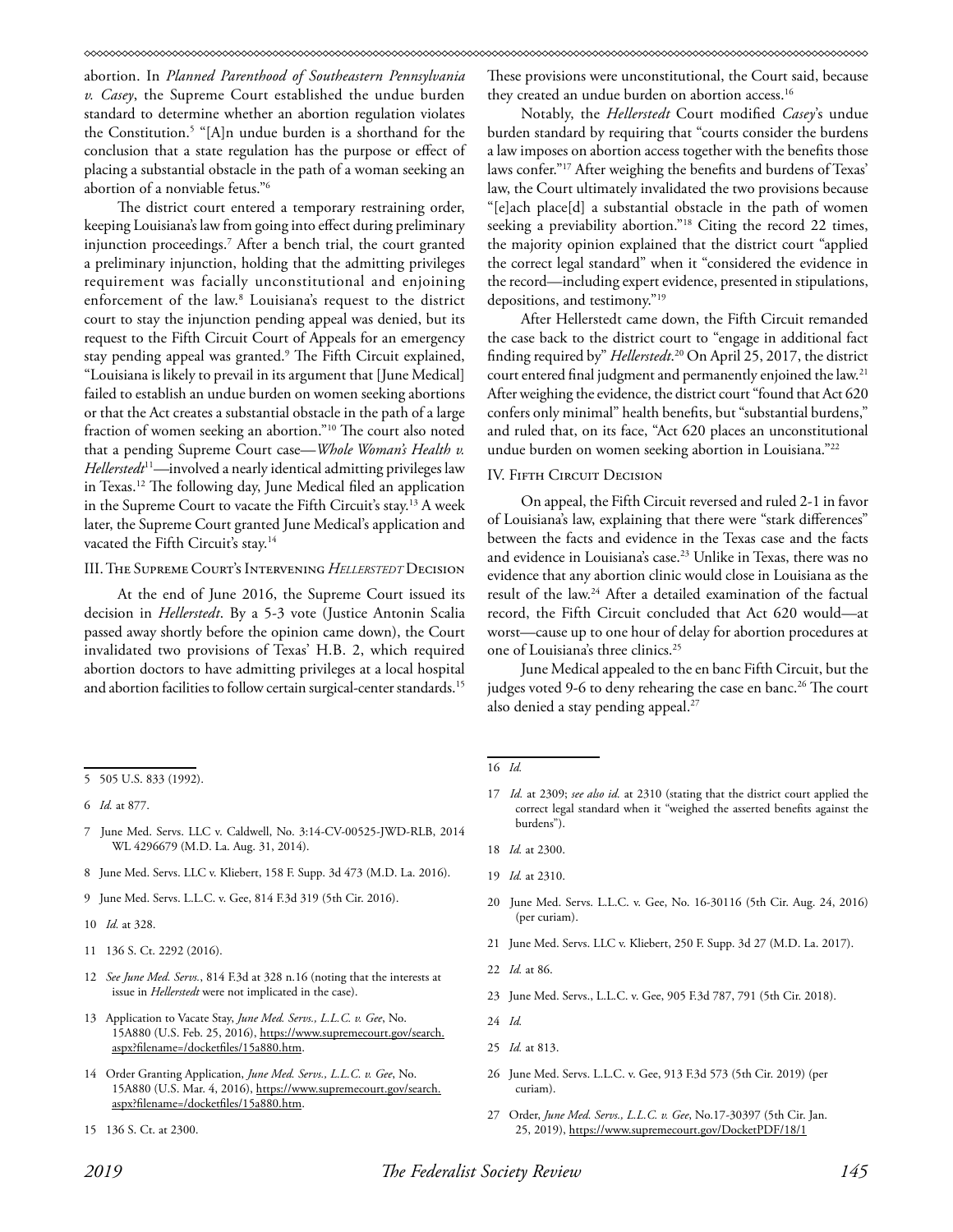abortion. In *Planned Parenthood of Southeastern Pennsylvania v. Casey*, the Supreme Court established the undue burden standard to determine whether an abortion regulation violates the Constitution.[5] "[A]n undue burden is a shorthand for the conclusion that a state regulation has the purpose or effect of placing a substantial obstacle in the path of a woman seeking an abortion of a nonviable fetus."[6]

The district court entered a temporary restraining order, keeping Louisiana's law from going into effect during preliminary injunction proceedings.[7] After a bench trial, the court granted a preliminary injunction, holding that the admitting privileges requirement was facially unconstitutional and enjoining enforcement of the law.[8] Louisiana's request to the district court to stay the injunction pending appeal was denied, but its request to the Fifth Circuit Court of Appeals for an emergency stay pending appeal was granted.[9] The Fifth Circuit explained, "Louisiana is likely to prevail in its argument that [June Medical] failed to establish an undue burden on women seeking abortions or that the Act creates a substantial obstacle in the path of a large fraction of women seeking an abortion."[10] The court also noted that a pending Supreme Court case—*Whole Woman's Health v. Hellerstedt*[11]—involved a nearly identical admitting privileges law in Texas.[12] The following day, June Medical filed an application in the Supreme Court to vacate the Fifth Circuit's stay.[13] A week later, the Supreme Court granted June Medical's application and vacated the Fifth Circuit's stay.[14]

## III. The Supreme Court's Intervening *Hellerstedt* Decision

At the end of June 2016, the Supreme Court issued its decision in *Hellerstedt*. By a 5-3 vote (Justice Antonin Scalia passed away shortly before the opinion came down), the Court invalidated two provisions of Texas' H.B. 2, which required abortion doctors to have admitting privileges at a local hospital and abortion facilities to follow certain surgical-center standards.[15] These provisions were unconstitutional, the Court said, because they created an undue burden on abortion access.[16]

Notably, the *Hellerstedt* Court modified *Casey*'s undue burden standard by requiring that "courts consider the burdens a law imposes on abortion access together with the benefits those laws confer."[17] After weighing the benefits and burdens of Texas' law, the Court ultimately invalidated the two provisions because "[e]ach place[d] a substantial obstacle in the path of women seeking a previability abortion."[18] Citing the record 22 times, the majority opinion explained that the district court "applied the correct legal standard" when it "considered the evidence in the record—including expert evidence, presented in stipulations, depositions, and testimony."[19]

After Hellerstedt came down, the Fifth Circuit remanded the case back to the district court to "engage in additional fact finding required by" *Hellerstedt*.[20] On April 25, 2017, the district court entered final judgment and permanently enjoined the law.[21] After weighing the evidence, the district court "found that Act 620 confers only minimal" health benefits, but "substantial burdens," and ruled that, on its face, "Act 620 places an unconstitutional undue burden on women seeking abortion in Louisiana."[22]

## IV. Fifth Circuit Decision

On appeal, the Fifth Circuit reversed and ruled 2-1 in favor of Louisiana's law, explaining that there were "stark differences" between the facts and evidence in the Texas case and the facts and evidence in Louisiana's case.[23] Unlike in Texas, there was no evidence that any abortion clinic would close in Louisiana as the result of the law.[24] After a detailed examination of the factual record, the Fifth Circuit concluded that Act 620 would—at worst—cause up to one hour of delay for abortion procedures at one of Louisiana's three clinics.[25]

June Medical appealed to the en banc Fifth Circuit, but the judges voted 9-6 to deny rehearing the case en banc.[26] The court also denied a stay pending appeal.[27]

---

5 505 U.S. 833 (1992).

6 *Id.* at 877.

7 June Med. Servs. LLC v. Caldwell, No. 3:14-CV-00525-JWD-RLB, 2014 WL 4296679 (M.D. La. Aug. 31, 2014).

8 June Med. Servs. LLC v. Kliebert, 158 F. Supp. 3d 473 (M.D. La. 2016).

9 June Med. Servs. L.L.C. v. Gee, 814 F.3d 319 (5th Cir. 2016).

10 *Id.* at 328.

11 136 S. Ct. 2292 (2016).

12 *See June Med. Servs.*, 814 F.3d at 328 n.16 (noting that the interests at issue in *Hellerstedt* were not implicated in the case).

13 Application to Vacate Stay, *June Med. Servs., L.L.C. v. Gee*, No. 15A880 (U.S. Feb. 25, 2016), https://www.supremecourt.gov/search.aspx?filename=/docketfiles/15a880.htm.

14 Order Granting Application, *June Med. Servs., L.L.C. v. Gee*, No. 15A880 (U.S. Mar. 4, 2016), https://www.supremecourt.gov/search.aspx?filename=/docketfiles/15a880.htm.

15 136 S. Ct. at 2300.

16 *Id.*

17 *Id.* at 2309; *see also id.* at 2310 (stating that the district court applied the correct legal standard when it "weighed the asserted benefits against the burdens").

18 *Id.* at 2300.

19 *Id.* at 2310.

20 June Med. Servs. L.L.C. v. Gee, No. 16-30116 (5th Cir. Aug. 24, 2016) (per curiam).

21 June Med. Servs. LLC v. Kliebert, 250 F. Supp. 3d 27 (M.D. La. 2017).

22 *Id.* at 86.

23 June Med. Servs., L.L.C. v. Gee, 905 F.3d 787, 791 (5th Cir. 2018).

24 *Id.*

25 *Id.* at 813.

26 June Med. Servs. L.L.C. v. Gee, 913 F.3d 573 (5th Cir. 2019) (per curiam).

27 Order, *June Med. Servs., L.L.C. v. Gee*, No.17-30397 (5th Cir. Jan. 25, 2019), https://www.supremecourt.gov/DocketPDF/18/1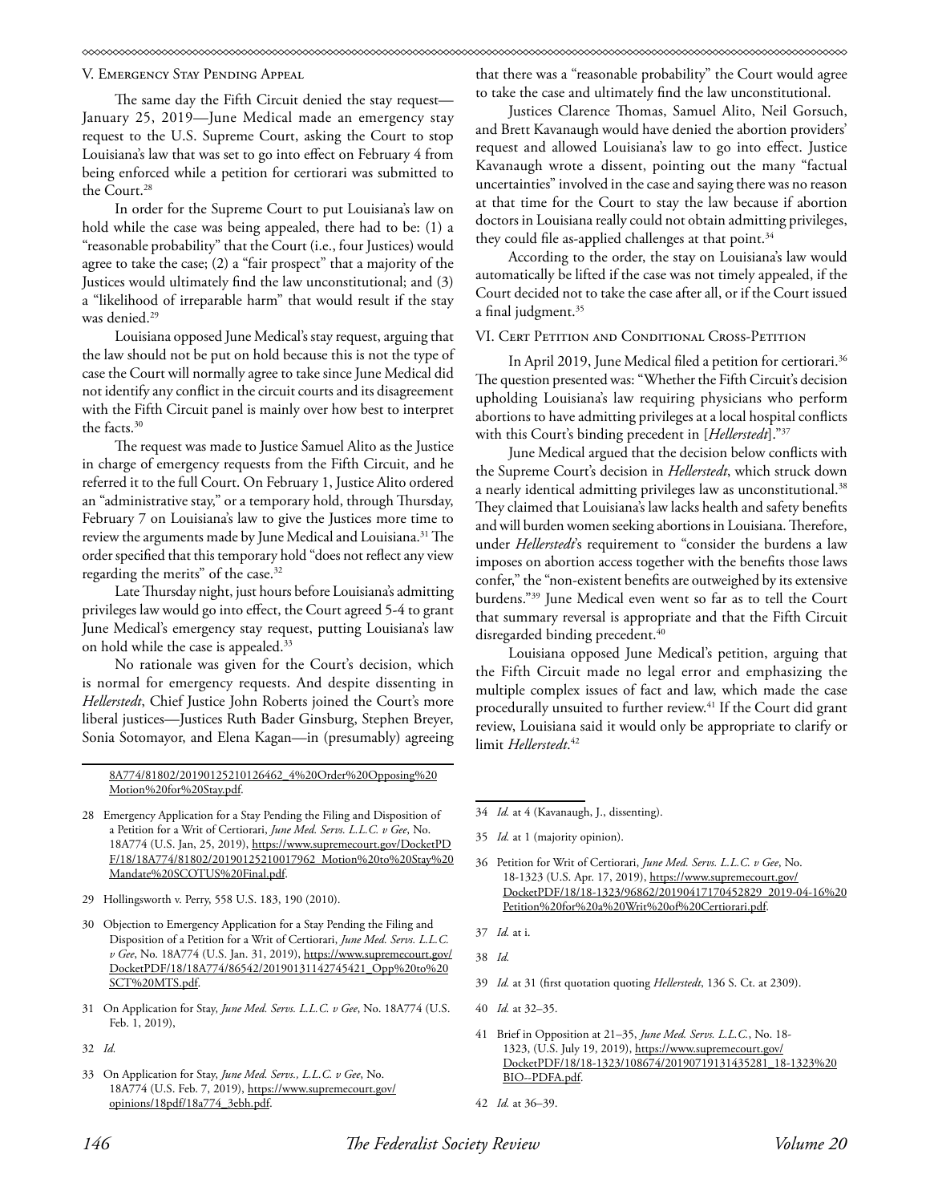## V. Emergency Stay Pending Appeal

The same day the Fifth Circuit denied the stay request—January 25, 2019—June Medical made an emergency stay request to the U.S. Supreme Court, asking the Court to stop Louisiana's law that was set to go into effect on February 4 from being enforced while a petition for certiorari was submitted to the Court.[28]

In order for the Supreme Court to put Louisiana's law on hold while the case was being appealed, there had to be: (1) a "reasonable probability" that the Court (i.e., four Justices) would agree to take the case; (2) a "fair prospect" that a majority of the Justices would ultimately find the law unconstitutional; and (3) a "likelihood of irreparable harm" that would result if the stay was denied.[29]

Louisiana opposed June Medical's stay request, arguing that the law should not be put on hold because this is not the type of case the Court will normally agree to take since June Medical did not identify any conflict in the circuit courts and its disagreement with the Fifth Circuit panel is mainly over how best to interpret the facts.[30]

The request was made to Justice Samuel Alito as the Justice in charge of emergency requests from the Fifth Circuit, and he referred it to the full Court. On February 1, Justice Alito ordered an "administrative stay," or a temporary hold, through Thursday, February 7 on Louisiana's law to give the Justices more time to review the arguments made by June Medical and Louisiana.[31] The order specified that this temporary hold "does not reflect any view regarding the merits" of the case.[32]

Late Thursday night, just hours before Louisiana's admitting privileges law would go into effect, the Court agreed 5-4 to grant June Medical's emergency stay request, putting Louisiana's law on hold while the case is appealed.[33]

No rationale was given for the Court's decision, which is normal for emergency requests. And despite dissenting in *Hellerstedt*, Chief Justice John Roberts joined the Court's more liberal justices—Justices Ruth Bader Ginsburg, Stephen Breyer, Sonia Sotomayor, and Elena Kagan—in (presumably) agreeing that there was a "reasonable probability" the Court would agree to take the case and ultimately find the law unconstitutional.

Justices Clarence Thomas, Samuel Alito, Neil Gorsuch, and Brett Kavanaugh would have denied the abortion providers' request and allowed Louisiana's law to go into effect. Justice Kavanaugh wrote a dissent, pointing out the many "factual uncertainties" involved in the case and saying there was no reason at that time for the Court to stay the law because if abortion doctors in Louisiana really could not obtain admitting privileges, they could file as-applied challenges at that point.[34]

According to the order, the stay on Louisiana's law would automatically be lifted if the case was not timely appealed, if the Court decided not to take the case after all, or if the Court issued a final judgment.[35]

## VI. Cert Petition and Conditional Cross-Petition

In April 2019, June Medical filed a petition for certiorari.[36] The question presented was: "Whether the Fifth Circuit's decision upholding Louisiana's law requiring physicians who perform abortions to have admitting privileges at a local hospital conflicts with this Court's binding precedent in [*Hellerstedt*]."[37]

June Medical argued that the decision below conflicts with the Supreme Court's decision in *Hellerstedt*, which struck down a nearly identical admitting privileges law as unconstitutional.[38] They claimed that Louisiana's law lacks health and safety benefits and will burden women seeking abortions in Louisiana. Therefore, under *Hellerstedt*'s requirement to "consider the burdens a law imposes on abortion access together with the benefits those laws confer," the "non-existent benefits are outweighed by its extensive burdens."[39] June Medical even went so far as to tell the Court that summary reversal is appropriate and that the Fifth Circuit disregarded binding precedent.[40]

Louisiana opposed June Medical's petition, arguing that the Fifth Circuit made no legal error and emphasizing the multiple complex issues of fact and law, which made the case procedurally unsuited to further review.[41] If the Court did grant review, Louisiana said it would only be appropriate to clarify or limit *Hellerstedt*.[42]

---

8A774/81802/20190125210126462_4%20Order%20Opposing%20Motion%20for%20Stay.pdf.

28 Emergency Application for a Stay Pending the Filing and Disposition of a Petition for a Writ of Certiorari, *June Med. Servs. L.L.C. v Gee*, No. 18A774 (U.S. Jan, 25, 2019), https://www.supremecourt.gov/DocketPDF/18/18A774/81802/20190125210017962_Motion%20to%20Stay%20Mandate%20SCOTUS%20Final.pdf.

29 Hollingsworth v. Perry, 558 U.S. 183, 190 (2010).

30 Objection to Emergency Application for a Stay Pending the Filing and Disposition of a Petition for a Writ of Certiorari, *June Med. Servs. L.L.C. v Gee*, No. 18A774 (U.S. Jan. 31, 2019), https://www.supremecourt.gov/DocketPDF/18/18A774/86542/20190131142745421_Opp%20to%20SCT%20MTS.pdf.

31 On Application for Stay, *June Med. Servs. L.L.C. v Gee*, No. 18A774 (U.S. Feb. 1, 2019),

32 *Id.*

33 On Application for Stay, *June Med. Servs., L.L.C. v Gee*, No. 18A774 (U.S. Feb. 7, 2019), https://www.supremecourt.gov/opinions/18pdf/18a774_3ebh.pdf.

34 *Id.* at 4 (Kavanaugh, J., dissenting).

35 *Id.* at 1 (majority opinion).

36 Petition for Writ of Certiorari, *June Med. Servs. L.L.C. v Gee*, No. 18-1323 (U.S. Apr. 17, 2019), https://www.supremecourt.gov/DocketPDF/18/18-1323/96862/20190417170452829_2019-04-16%20Petition%20for%20a%20Writ%20of%20Certiorari.pdf.

37 *Id.* at i.

38 *Id.*

39 *Id.* at 31 (first quotation quoting *Hellerstedt*, 136 S. Ct. at 2309).

40 *Id.* at 32–35.

41 Brief in Opposition at 21–35, *June Med. Servs. L.L.C.*, No. 18-1323, (U.S. July 19, 2019), https://www.supremecourt.gov/DocketPDF/18/18-1323/108674/20190719131435281_18-1323%20BIO--PDFA.pdf.

42 *Id.* at 36–39.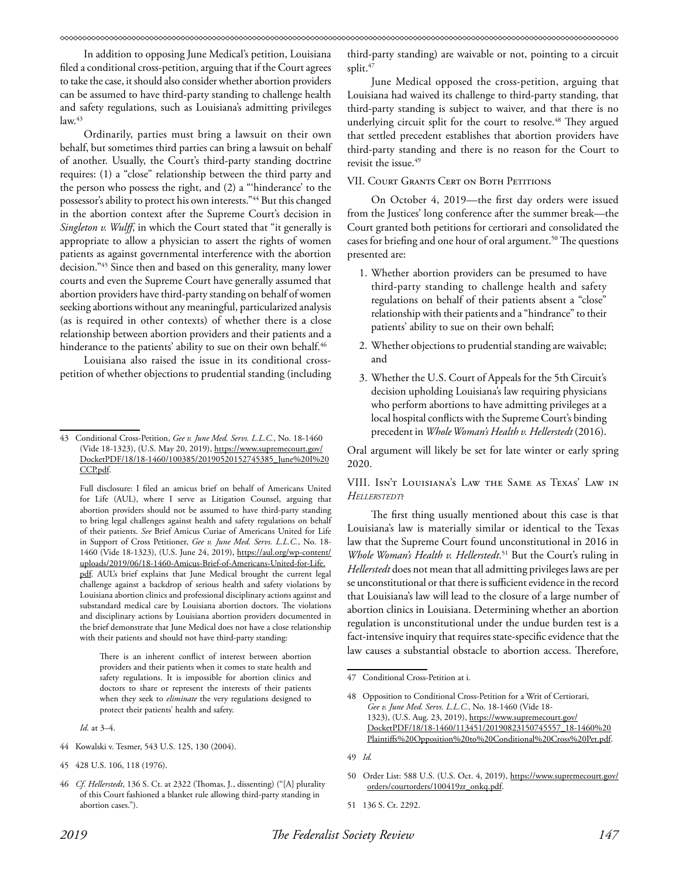In addition to opposing June Medical's petition, Louisiana filed a conditional cross-petition, arguing that if the Court agrees to take the case, it should also consider whether abortion providers can be assumed to have third-party standing to challenge health and safety regulations, such as Louisiana's admitting privileges law.[43]

Ordinarily, parties must bring a lawsuit on their own behalf, but sometimes third parties can bring a lawsuit on behalf of another. Usually, the Court's third-party standing doctrine requires: (1) a "close" relationship between the third party and the person who possess the right, and (2) a "'hinderance' to the possessor's ability to protect his own interests."[44] But this changed in the abortion context after the Supreme Court's decision in *Singleton v. Wulff*, in which the Court stated that "it generally is appropriate to allow a physician to assert the rights of women patients as against governmental interference with the abortion decision."[45] Since then and based on this generality, many lower courts and even the Supreme Court have generally assumed that abortion providers have third-party standing on behalf of women seeking abortions without any meaningful, particularized analysis (as is required in other contexts) of whether there is a close relationship between abortion providers and their patients and a hinderance to the patients' ability to sue on their own behalf.[46]

Louisiana also raised the issue in its conditional cross-petition of whether objections to prudential standing (including third-party standing) are waivable or not, pointing to a circuit split.[47]

June Medical opposed the cross-petition, arguing that Louisiana had waived its challenge to third-party standing, that third-party standing is subject to waiver, and that there is no underlying circuit split for the court to resolve.[48] They argued that settled precedent establishes that abortion providers have third-party standing and there is no reason for the Court to revisit the issue.[49]

## VII. Court Grants Cert on Both Petitions

On October 4, 2019—the first day orders were issued from the Justices' long conference after the summer break—the Court granted both petitions for certiorari and consolidated the cases for briefing and one hour of oral argument.[50] The questions presented are:

1. Whether abortion providers can be presumed to have third-party standing to challenge health and safety regulations on behalf of their patients absent a "close" relationship with their patients and a "hindrance" to their patients' ability to sue on their own behalf;
2. Whether objections to prudential standing are waivable; and
3. Whether the U.S. Court of Appeals for the 5th Circuit's decision upholding Louisiana's law requiring physicians who perform abortions to have admitting privileges at a local hospital conflicts with the Supreme Court's binding precedent in *Whole Woman's Health v. Hellerstedt* (2016).

Oral argument will likely be set for late winter or early spring 2020.

## VIII. Isn't Louisiana's Law the Same as Texas' Law in *Hellerstedt*?

The first thing usually mentioned about this case is that Louisiana's law is materially similar or identical to the Texas law that the Supreme Court found unconstitutional in 2016 in *Whole Woman's Health v. Hellerstedt*.[51] But the Court's ruling in *Hellerstedt* does not mean that all admitting privileges laws are per se unconstitutional or that there is sufficient evidence in the record that Louisiana's law will lead to the closure of a large number of abortion clinics in Louisiana. Determining whether an abortion regulation is unconstitutional under the undue burden test is a fact-intensive inquiry that requires state-specific evidence that the law causes a substantial obstacle to abortion access. Therefore,

---

43 Conditional Cross-Petition, *Gee v. June Med. Servs. L.L.C.*, No. 18-1460 (Vide 18-1323), (U.S. May 20, 2019), https://www.supremecourt.gov/DocketPDF/18/18-1460/100385/20190520152745385_June%20I%20CCP.pdf.

Full disclosure: I filed an amicus brief on behalf of Americans United for Life (AUL), where I serve as Litigation Counsel, arguing that abortion providers should not be assumed to have third-party standing to bring legal challenges against health and safety regulations on behalf of their patients. *See* Brief Amicus Curiae of Americans United for Life in Support of Cross Petitioner, *Gee v. June Med. Servs. L.L.C.*, No. 18-1460 (Vide 18-1323), (U.S. June 24, 2019), https://aul.org/wp-content/uploads/2019/06/18-1460-Amicus-Brief-of-Americans-United-for-Life.pdf. AUL's brief explains that June Medical brought the current legal challenge against a backdrop of serious health and safety violations by Louisiana abortion clinics and professional disciplinary actions against and substandard medical care by Louisiana abortion doctors. The violations and disciplinary actions by Louisiana abortion providers documented in the brief demonstrate that June Medical does not have a close relationship with their patients and should not have third-party standing:

> There is an inherent conflict of interest between abortion providers and their patients when it comes to state health and safety regulations. It is impossible for abortion clinics and doctors to share or represent the interests of their patients when they seek to *eliminate* the very regulations designed to protect their patients' health and safety.

*Id.* at 3–4.

44 Kowalski v. Tesmer, 543 U.S. 125, 130 (2004).

45 428 U.S. 106, 118 (1976).

46 *Cf. Hellerstedt*, 136 S. Ct. at 2322 (Thomas, J., dissenting) ("[A] plurality of this Court fashioned a blanket rule allowing third-party standing in abortion cases.").

47 Conditional Cross-Petition at i.

48 Opposition to Conditional Cross-Petition for a Writ of Certiorari, *Gee v. June Med. Servs. L.L.C.*, No. 18-1460 (Vide 18-1323), (U.S. Aug. 23, 2019), https://www.supremecourt.gov/DocketPDF/18/18-1460/113451/20190823150745557_18-1460%20Plaintiffs%20Opposition%20to%20Conditional%20Cross%20Pet.pdf.

49 *Id.*

50 Order List: 588 U.S. (U.S. Oct. 4, 2019), https://www.supremecourt.gov/orders/courtorders/100419zr_onkq.pdf.

51 136 S. Ct. 2292.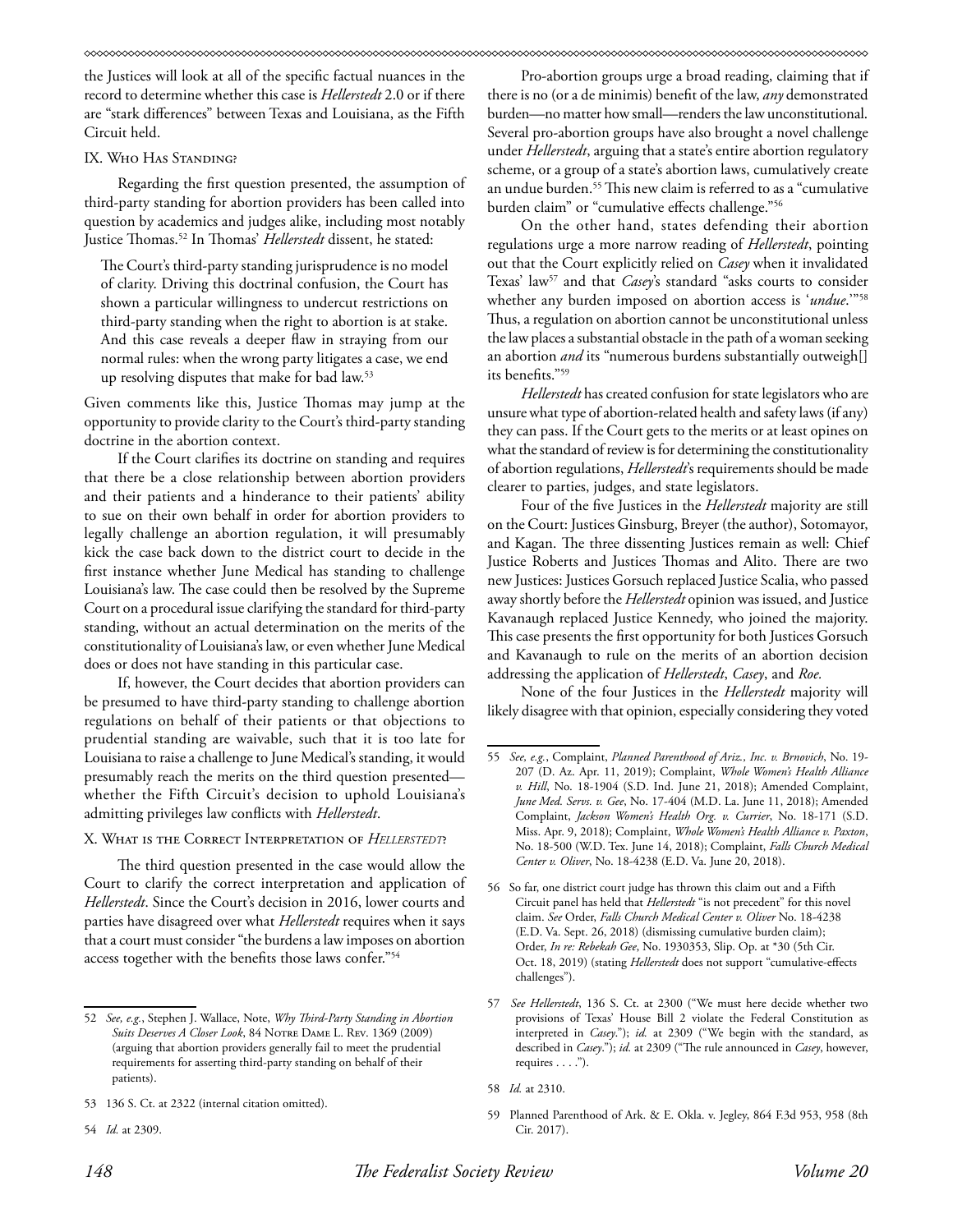the Justices will look at all of the specific factual nuances in the record to determine whether this case is *Hellerstedt* 2.0 or if there are "stark differences" between Texas and Louisiana, as the Fifth Circuit held.

## IX. Who Has Standing?

Regarding the first question presented, the assumption of third-party standing for abortion providers has been called into question by academics and judges alike, including most notably Justice Thomas.[52] In Thomas' *Hellerstedt* dissent, he stated:

> The Court's third-party standing jurisprudence is no model of clarity. Driving this doctrinal confusion, the Court has shown a particular willingness to undercut restrictions on third-party standing when the right to abortion is at stake. And this case reveals a deeper flaw in straying from our normal rules: when the wrong party litigates a case, we end up resolving disputes that make for bad law.[53]

Given comments like this, Justice Thomas may jump at the opportunity to provide clarity to the Court's third-party standing doctrine in the abortion context.

If the Court clarifies its doctrine on standing and requires that there be a close relationship between abortion providers and their patients and a hinderance to their patients' ability to sue on their own behalf in order for abortion providers to legally challenge an abortion regulation, it will presumably kick the case back down to the district court to decide in the first instance whether June Medical has standing to challenge Louisiana's law. The case could then be resolved by the Supreme Court on a procedural issue clarifying the standard for third-party standing, without an actual determination on the merits of the constitutionality of Louisiana's law, or even whether June Medical does or does not have standing in this particular case.

If, however, the Court decides that abortion providers can be presumed to have third-party standing to challenge abortion regulations on behalf of their patients or that objections to prudential standing are waivable, such that it is too late for Louisiana to raise a challenge to June Medical's standing, it would presumably reach the merits on the third question presented—whether the Fifth Circuit's decision to uphold Louisiana's admitting privileges law conflicts with *Hellerstedt*.

## X. What is the Correct Interpretation of *Hellerstedt*?

The third question presented in the case would allow the Court to clarify the correct interpretation and application of *Hellerstedt*. Since the Court's decision in 2016, lower courts and parties have disagreed over what *Hellerstedt* requires when it says that a court must consider "the burdens a law imposes on abortion access together with the benefits those laws confer."[54]

Pro-abortion groups urge a broad reading, claiming that if there is no (or a de minimis) benefit of the law, *any* demonstrated burden—no matter how small—renders the law unconstitutional. Several pro-abortion groups have also brought a novel challenge under *Hellerstedt*, arguing that a state's entire abortion regulatory scheme, or a group of a state's abortion laws, cumulatively create an undue burden.[55] This new claim is referred to as a "cumulative burden claim" or "cumulative effects challenge."[56]

On the other hand, states defending their abortion regulations urge a more narrow reading of *Hellerstedt*, pointing out that the Court explicitly relied on *Casey* when it invalidated Texas' law[57] and that *Casey*'s standard "asks courts to consider whether any burden imposed on abortion access is '*undue*.'"[58] Thus, a regulation on abortion cannot be unconstitutional unless the law places a substantial obstacle in the path of a woman seeking an abortion *and* its "numerous burdens substantially outweigh[] its benefits."[59]

*Hellerstedt* has created confusion for state legislators who are unsure what type of abortion-related health and safety laws (if any) they can pass. If the Court gets to the merits or at least opines on what the standard of review is for determining the constitutionality of abortion regulations, *Hellerstedt*'s requirements should be made clearer to parties, judges, and state legislators.

Four of the five Justices in the *Hellerstedt* majority are still on the Court: Justices Ginsburg, Breyer (the author), Sotomayor, and Kagan. The three dissenting Justices remain as well: Chief Justice Roberts and Justices Thomas and Alito. There are two new Justices: Justices Gorsuch replaced Justice Scalia, who passed away shortly before the *Hellerstedt* opinion was issued, and Justice Kavanaugh replaced Justice Kennedy, who joined the majority. This case presents the first opportunity for both Justices Gorsuch and Kavanaugh to rule on the merits of an abortion decision addressing the application of *Hellerstedt*, *Casey*, and *Roe.*

None of the four Justices in the *Hellerstedt* majority will likely disagree with that opinion, especially considering they voted

---

52 *See, e.g.*, Stephen J. Wallace, Note, *Why Third-Party Standing in Abortion Suits Deserves A Closer Look*, 84 Notre Dame L. Rev. 1369 (2009) (arguing that abortion providers generally fail to meet the prudential requirements for asserting third-party standing on behalf of their patients).

53 136 S. Ct. at 2322 (internal citation omitted).

54 *Id.* at 2309.

55 *See, e.g.*, Complaint, *Planned Parenthood of Ariz., Inc. v. Brnovich*, No. 19-207 (D. Az. Apr. 11, 2019); Complaint, *Whole Women's Health Alliance v. Hill*, No. 18-1904 (S.D. Ind. June 21, 2018); Amended Complaint, *June Med. Servs. v. Gee*, No. 17-404 (M.D. La. June 11, 2018); Amended Complaint, *Jackson Women's Health Org. v. Currier*, No. 18-171 (S.D. Miss. Apr. 9, 2018); Complaint, *Whole Women's Health Alliance v. Paxton*, No. 18-500 (W.D. Tex. June 14, 2018); Complaint, *Falls Church Medical Center v. Oliver*, No. 18-4238 (E.D. Va. June 20, 2018).

56 So far, one district court judge has thrown this claim out and a Fifth Circuit panel has held that *Hellerstedt* "is not precedent" for this novel claim. *See* Order, *Falls Church Medical Center v. Oliver* No. 18-4238 (E.D. Va. Sept. 26, 2018) (dismissing cumulative burden claim); Order, *In re: Rebekah Gee*, No. 1930353, Slip. Op. at \*30 (5th Cir. Oct. 18, 2019) (stating *Hellerstedt* does not support "cumulative-effects challenges").

57 *See Hellerstedt*, 136 S. Ct. at 2300 ("We must here decide whether two provisions of Texas' House Bill 2 violate the Federal Constitution as interpreted in *Casey*."); *id.* at 2309 ("We begin with the standard, as described in *Casey*."); *id.* at 2309 ("The rule announced in *Casey*, however, requires . . . .").

58 *Id.* at 2310.

59 Planned Parenthood of Ark. & E. Okla. v. Jegley, 864 F.3d 953, 958 (8th Cir. 2017).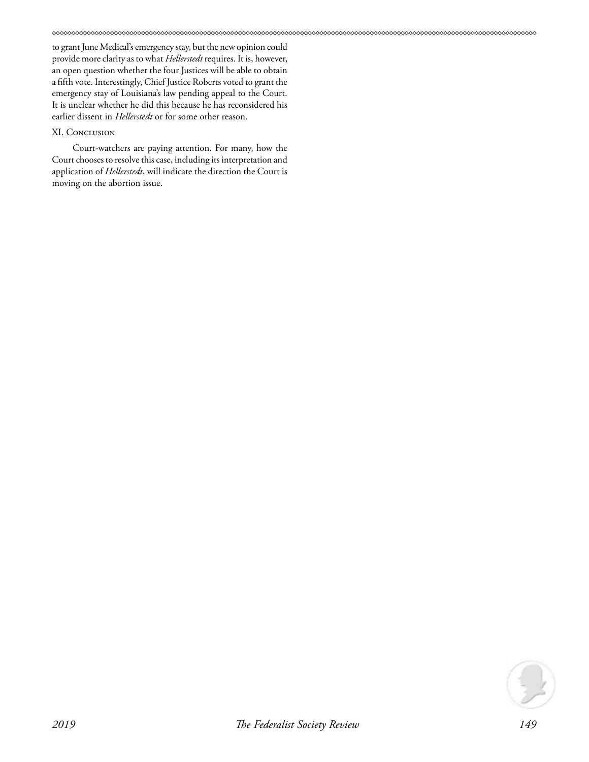to grant June Medical's emergency stay, but the new opinion could provide more clarity as to what *Hellerstedt* requires. It is, however, an open question whether the four Justices will be able to obtain a fifth vote. Interestingly, Chief Justice Roberts voted to grant the emergency stay of Louisiana's law pending appeal to the Court. It is unclear whether he did this because he has reconsidered his earlier dissent in *Hellerstedt* or for some other reason.

## XI. Conclusion

Court-watchers are paying attention. For many, how the Court chooses to resolve this case, including its interpretation and application of *Hellerstedt*, will indicate the direction the Court is moving on the abortion issue.